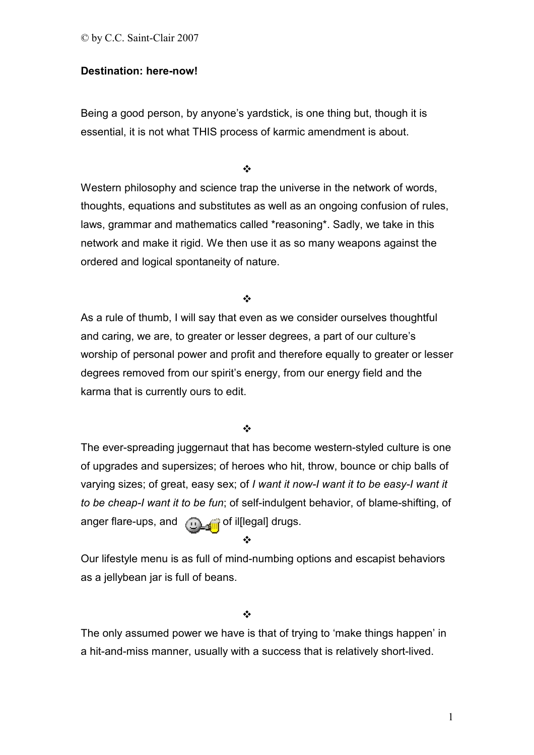© by C.C. Saint-Clair 2007

**Destination: here-now!**

Being a good person, by anyone's yardstick, is one thing but, though it is essential, it is not what THIS process of karmic amendment is about.

❖

Western philosophy and science trap the universe in the network of words, thoughts, equations and substitutes as well as an ongoing confusion of rules, laws, grammar and mathematics called *reasoning*. Sadly, we take in this network and make it rigid. We then use it as so many weapons against the ordered and logical spontaneity of nature.

❖

As a rule of thumb, I will say that even as we consider ourselves thoughtful and caring, we are, to greater or lesser degrees, a part of our culture's worship of personal power and profit and therefore equally to greater or lesser degrees removed from our spirit's energy, from our energy field and the karma that is currently ours to edit.

❖

The ever-spreading juggernaut that has become western-styled culture is one of upgrades and supersizes; of heroes who hit, throw, bounce or chip balls of varying sizes; of great, easy sex; of *I want it now-I want it to be easy-I want it to be cheap-I want it to be fun*; of self-indulgent behavior, of blame-shifting, of anger flare-ups, and of il[legal] drugs.

❖

Our lifestyle menu is as full of mind-numbing options and escapist behaviors as a jellybean jar is full of beans.

❖

The only assumed power we have is that of trying to 'make things happen' in a hit-and-miss manner, usually with a success that is relatively short-lived.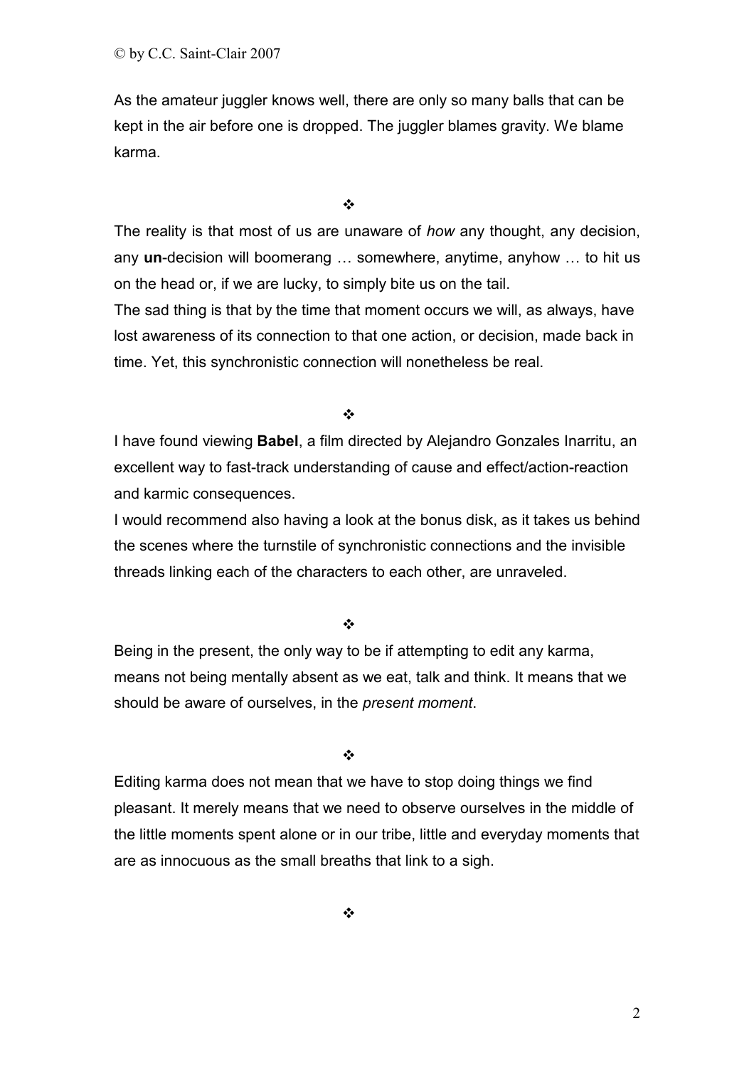As the amateur juggler knows well, there are only so many balls that can be kept in the air before one is dropped. The juggler blames gravity. We blame karma.

❖

The reality is that most of us are unaware of *how* any thought, any decision, any **un**-decision will boomerang … somewhere, anytime, anyhow … to hit us on the head or, if we are lucky, to simply bite us on the tail.
The sad thing is that by the time that moment occurs we will, as always, have lost awareness of its connection to that one action, or decision, made back in time. Yet, this synchronistic connection will nonetheless be real.

❖

I have found viewing **Babel**, a film directed by Alejandro Gonzales Inarritu, an excellent way to fast-track understanding of cause and effect/action-reaction and karmic consequences.
I would recommend also having a look at the bonus disk, as it takes us behind the scenes where the turnstile of synchronistic connections and the invisible threads linking each of the characters to each other, are unraveled.

❖

Being in the present, the only way to be if attempting to edit any karma, means not being mentally absent as we eat, talk and think. It means that we should be aware of ourselves, in the *present moment*.

❖

Editing karma does not mean that we have to stop doing things we find pleasant. It merely means that we need to observe ourselves in the middle of the little moments spent alone or in our tribe, little and everyday moments that are as innocuous as the small breaths that link to a sigh.

❖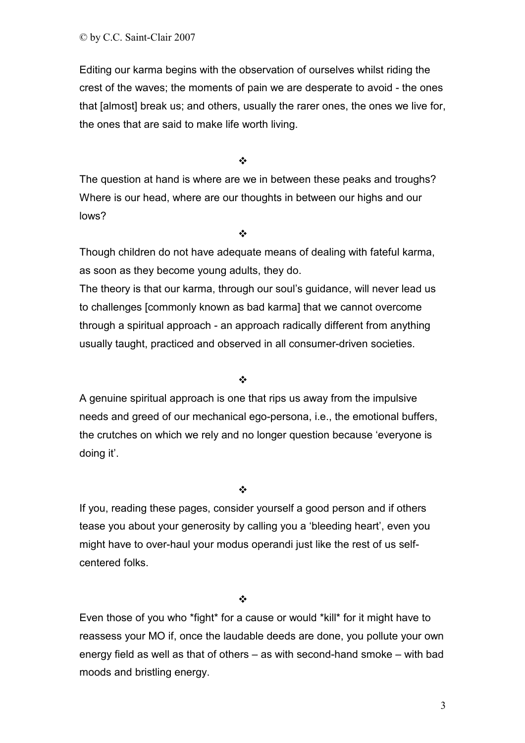Editing our karma begins with the observation of ourselves whilst riding the crest of the waves; the moments of pain we are desperate to avoid - the ones that [almost] break us; and others, usually the rarer ones, the ones we live for, the ones that are said to make life worth living.

❖

The question at hand is where are we in between these peaks and troughs? Where is our head, where are our thoughts in between our highs and our lows?

❖

Though children do not have adequate means of dealing with fateful karma, as soon as they become young adults, they do.
The theory is that our karma, through our soul's guidance, will never lead us to challenges [commonly known as bad karma] that we cannot overcome through a spiritual approach - an approach radically different from anything usually taught, practiced and observed in all consumer-driven societies.

❖

A genuine spiritual approach is one that rips us away from the impulsive needs and greed of our mechanical ego-persona, i.e., the emotional buffers, the crutches on which we rely and no longer question because 'everyone is doing it'.

❖

If you, reading these pages, consider yourself a good person and if others tease you about your generosity by calling you a 'bleeding heart', even you might have to over-haul your modus operandi just like the rest of us self-centered folks.

❖

Even those of you who *fight* for a cause or would *kill* for it might have to reassess your MO if, once the laudable deeds are done, you pollute your own energy field as well as that of others – as with second-hand smoke – with bad moods and bristling energy.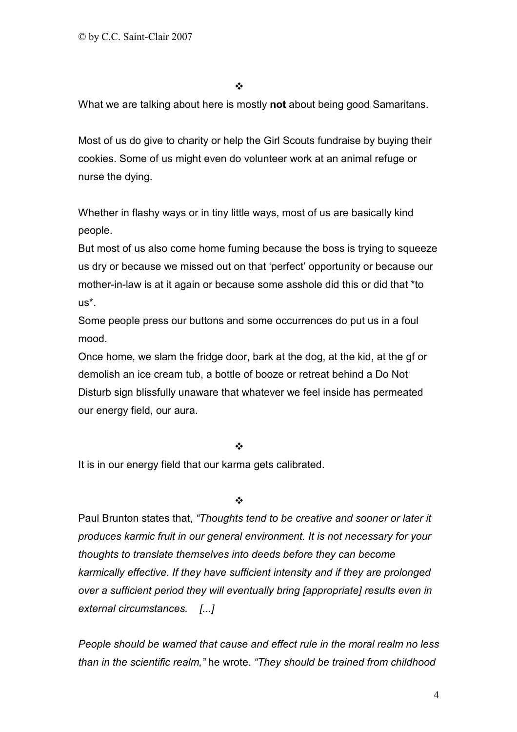© by C.C. Saint-Clair 2007

❖

What we are talking about here is mostly **not** about being good Samaritans.

Most of us do give to charity or help the Girl Scouts fundraise by buying their cookies. Some of us might even do volunteer work at an animal refuge or nurse the dying.

Whether in flashy ways or in tiny little ways, most of us are basically kind people.
But most of us also come home fuming because the boss is trying to squeeze us dry or because we missed out on that 'perfect' opportunity or because our mother-in-law is at it again or because some asshole did this or did that *to us*.
Some people press our buttons and some occurrences do put us in a foul mood.
Once home, we slam the fridge door, bark at the dog, at the kid, at the gf or demolish an ice cream tub, a bottle of booze or retreat behind a Do Not Disturb sign blissfully unaware that whatever we feel inside has permeated our energy field, our aura.

❖

It is in our energy field that our karma gets calibrated.

❖

Paul Brunton states that, *"Thoughts tend to be creative and sooner or later it produces karmic fruit in our general environment. It is not necessary for your thoughts to translate themselves into deeds before they can become karmically effective. If they have sufficient intensity and if they are prolonged over a sufficient period they will eventually bring [appropriate] results even in external circumstances. [...]*

*People should be warned that cause and effect rule in the moral realm no less than in the scientific realm,"* he wrote. *"They should be trained from childhood*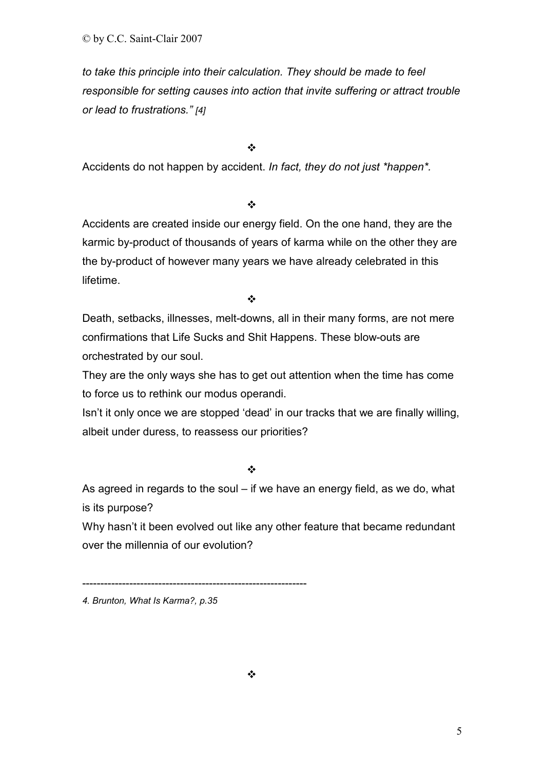*to take this principle into their calculation. They should be made to feel responsible for setting causes into action that invite suffering or attract trouble or lead to frustrations." [4]*

❖

Accidents do not happen by accident. *In fact, they do not just *happen*.*

❖

Accidents are created inside our energy field. On the one hand, they are the karmic by-product of thousands of years of karma while on the other they are the by-product of however many years we have already celebrated in this lifetime.

❖

Death, setbacks, illnesses, melt-downs, all in their many forms, are not mere confirmations that Life Sucks and Shit Happens. These blow-outs are orchestrated by our soul.

They are the only ways she has to get out attention when the time has come to force us to rethink our modus operandi.

Isn't it only once we are stopped 'dead' in our tracks that we are finally willing, albeit under duress, to reassess our priorities?

❖

As agreed in regards to the soul – if we have an energy field, as we do, what is its purpose?

Why hasn't it been evolved out like any other feature that became redundant over the millennia of our evolution?

---

*4. Brunton, What Is Karma?, p.35*

❖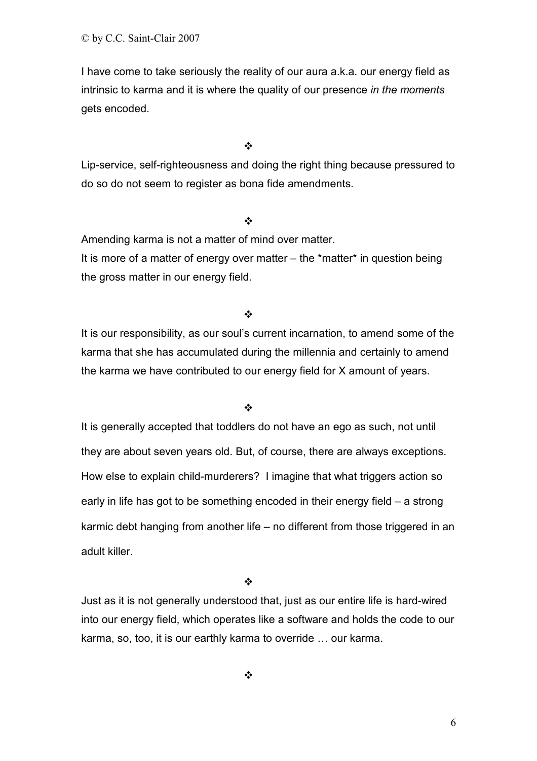I have come to take seriously the reality of our aura a.k.a. our energy field as intrinsic to karma and it is where the quality of our presence *in the moments* gets encoded.

❖

Lip-service, self-righteousness and doing the right thing because pressured to do so do not seem to register as bona fide amendments.

❖

Amending karma is not a matter of mind over matter.
It is more of a matter of energy over matter – the *matter* in question being the gross matter in our energy field.

❖

It is our responsibility, as our soul's current incarnation, to amend some of the karma that she has accumulated during the millennia and certainly to amend the karma we have contributed to our energy field for X amount of years.

❖

It is generally accepted that toddlers do not have an ego as such, not until they are about seven years old. But, of course, there are always exceptions. How else to explain child-murderers? I imagine that what triggers action so early in life has got to be something encoded in their energy field – a strong karmic debt hanging from another life – no different from those triggered in an adult killer.

❖

Just as it is not generally understood that, just as our entire life is hard-wired into our energy field, which operates like a software and holds the code to our karma, so, too, it is our earthly karma to override … our karma.

❖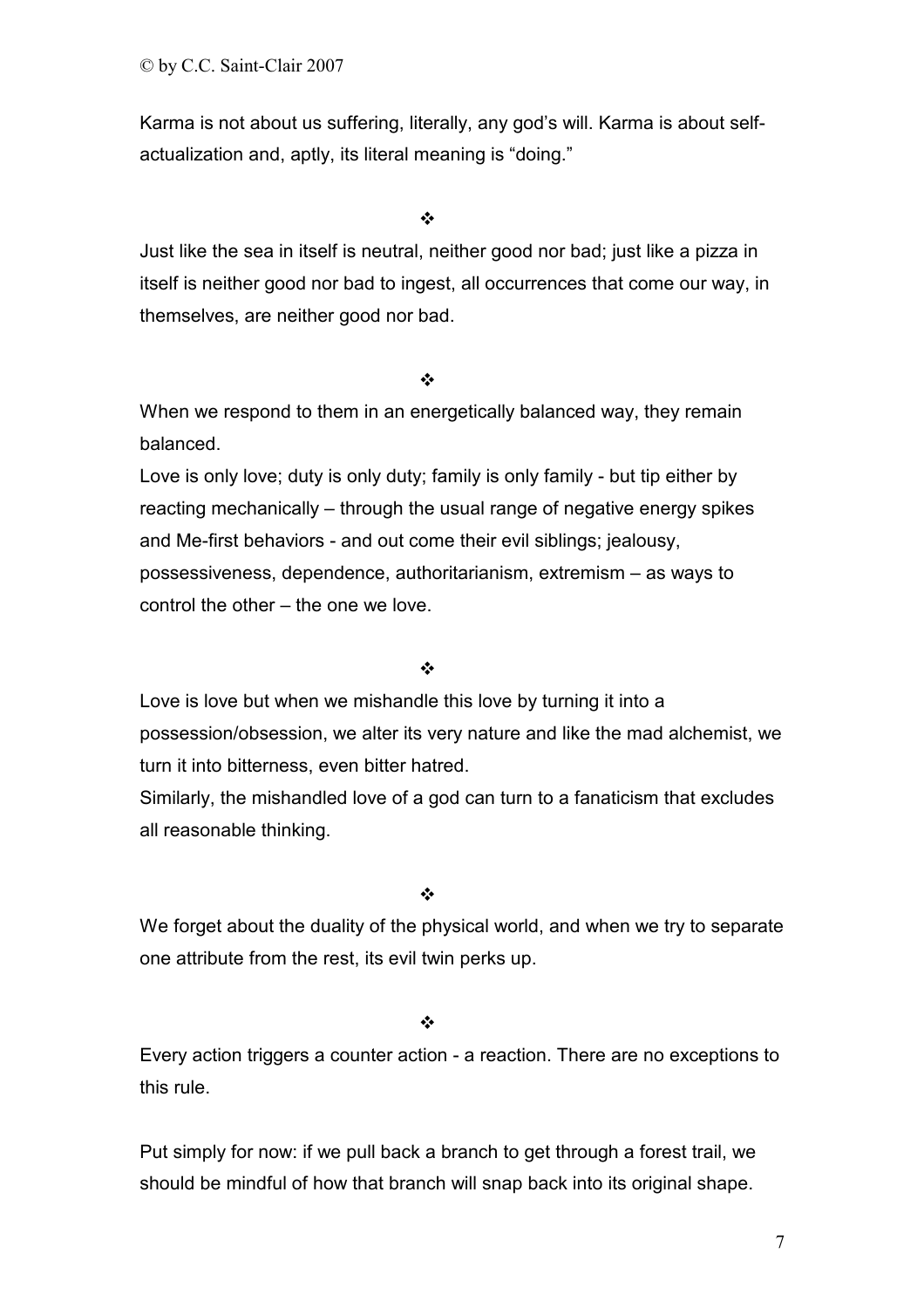Karma is not about us suffering, literally, any god's will. Karma is about self-actualization and, aptly, its literal meaning is "doing."

❖

Just like the sea in itself is neutral, neither good nor bad; just like a pizza in itself is neither good nor bad to ingest, all occurrences that come our way, in themselves, are neither good nor bad.

❖

When we respond to them in an energetically balanced way, they remain balanced.

Love is only love; duty is only duty; family is only family - but tip either by reacting mechanically – through the usual range of negative energy spikes and Me-first behaviors - and out come their evil siblings; jealousy, possessiveness, dependence, authoritarianism, extremism – as ways to control the other – the one we love.

❖

Love is love but when we mishandle this love by turning it into a possession/obsession, we alter its very nature and like the mad alchemist, we turn it into bitterness, even bitter hatred.

Similarly, the mishandled love of a god can turn to a fanaticism that excludes all reasonable thinking.

❖

We forget about the duality of the physical world, and when we try to separate one attribute from the rest, its evil twin perks up.

❖

Every action triggers a counter action - a reaction. There are no exceptions to this rule.

Put simply for now: if we pull back a branch to get through a forest trail, we should be mindful of how that branch will snap back into its original shape.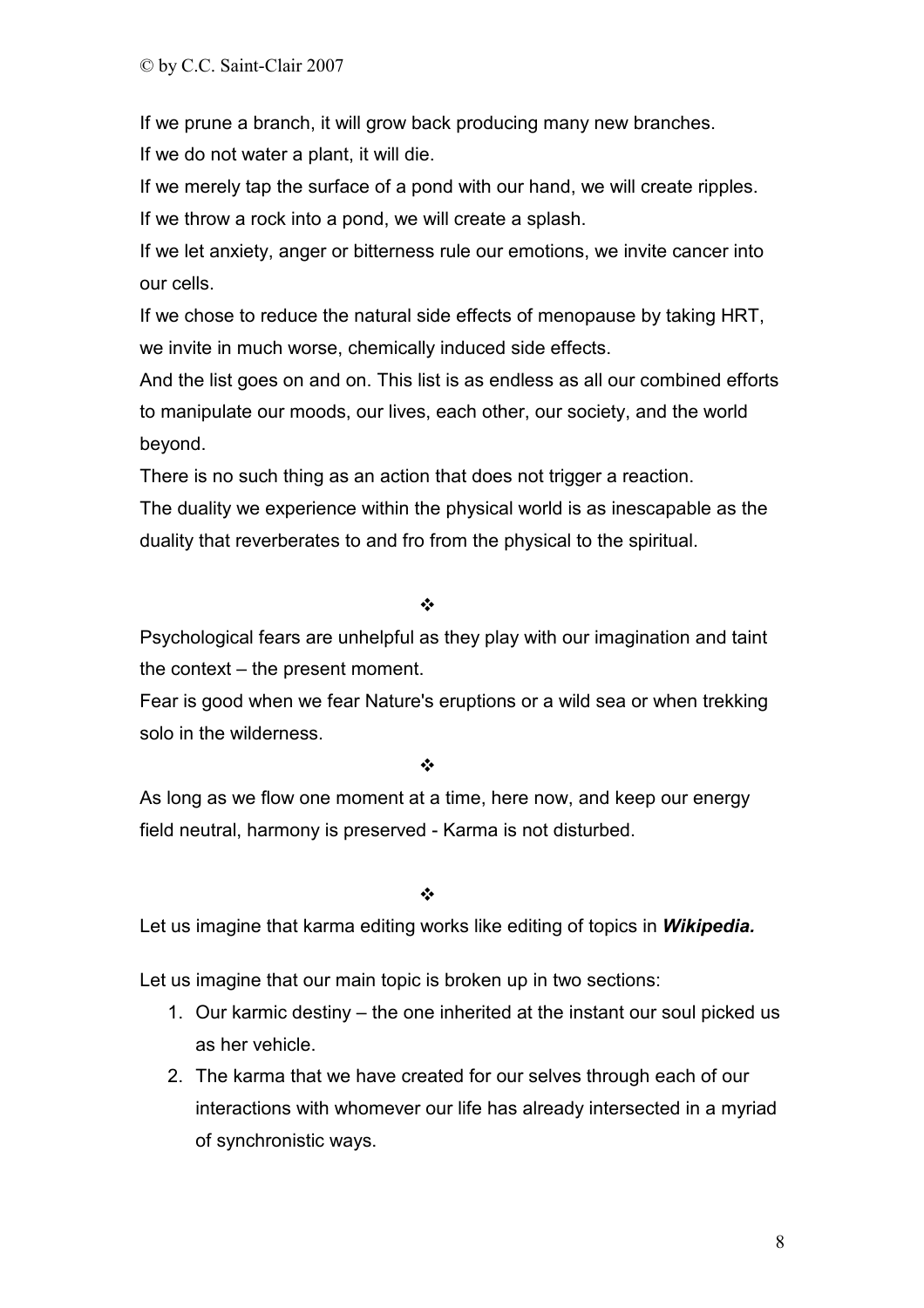If we prune a branch, it will grow back producing many new branches.
If we do not water a plant, it will die.
If we merely tap the surface of a pond with our hand, we will create ripples.
If we throw a rock into a pond, we will create a splash.
If we let anxiety, anger or bitterness rule our emotions, we invite cancer into our cells.
If we chose to reduce the natural side effects of menopause by taking HRT, we invite in much worse, chemically induced side effects.
And the list goes on and on. This list is as endless as all our combined efforts to manipulate our moods, our lives, each other, our society, and the world beyond.
There is no such thing as an action that does not trigger a reaction.
The duality we experience within the physical world is as inescapable as the duality that reverberates to and fro from the physical to the spiritual.

❖

Psychological fears are unhelpful as they play with our imagination and taint the context – the present moment.
Fear is good when we fear Nature's eruptions or a wild sea or when trekking solo in the wilderness.

❖

As long as we flow one moment at a time, here now, and keep our energy field neutral, harmony is preserved - Karma is not disturbed.

❖

Let us imagine that karma editing works like editing of topics in ***Wikipedia.***

Let us imagine that our main topic is broken up in two sections:

1. Our karmic destiny – the one inherited at the instant our soul picked us as her vehicle.
2. The karma that we have created for our selves through each of our interactions with whomever our life has already intersected in a myriad of synchronistic ways.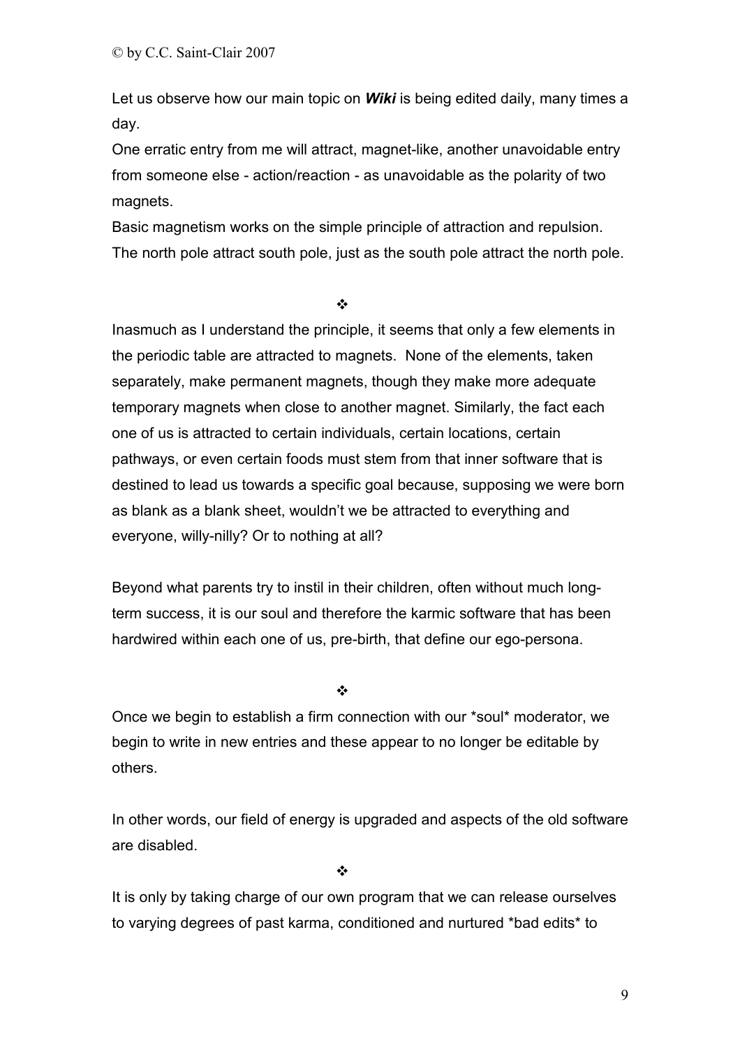Let us observe how our main topic on ***Wiki*** is being edited daily, many times a day.

One erratic entry from me will attract, magnet-like, another unavoidable entry from someone else - action/reaction - as unavoidable as the polarity of two magnets.

Basic magnetism works on the simple principle of attraction and repulsion. The north pole attract south pole, just as the south pole attract the north pole.

❖

Inasmuch as I understand the principle, it seems that only a few elements in the periodic table are attracted to magnets. None of the elements, taken separately, make permanent magnets, though they make more adequate temporary magnets when close to another magnet. Similarly, the fact each one of us is attracted to certain individuals, certain locations, certain pathways, or even certain foods must stem from that inner software that is destined to lead us towards a specific goal because, supposing we were born as blank as a blank sheet, wouldn't we be attracted to everything and everyone, willy-nilly? Or to nothing at all?

Beyond what parents try to instil in their children, often without much long-term success, it is our soul and therefore the karmic software that has been hardwired within each one of us, pre-birth, that define our ego-persona.

❖

Once we begin to establish a firm connection with our *soul* moderator, we begin to write in new entries and these appear to no longer be editable by others.

In other words, our field of energy is upgraded and aspects of the old software are disabled.

❖

It is only by taking charge of our own program that we can release ourselves to varying degrees of past karma, conditioned and nurtured *bad edits* to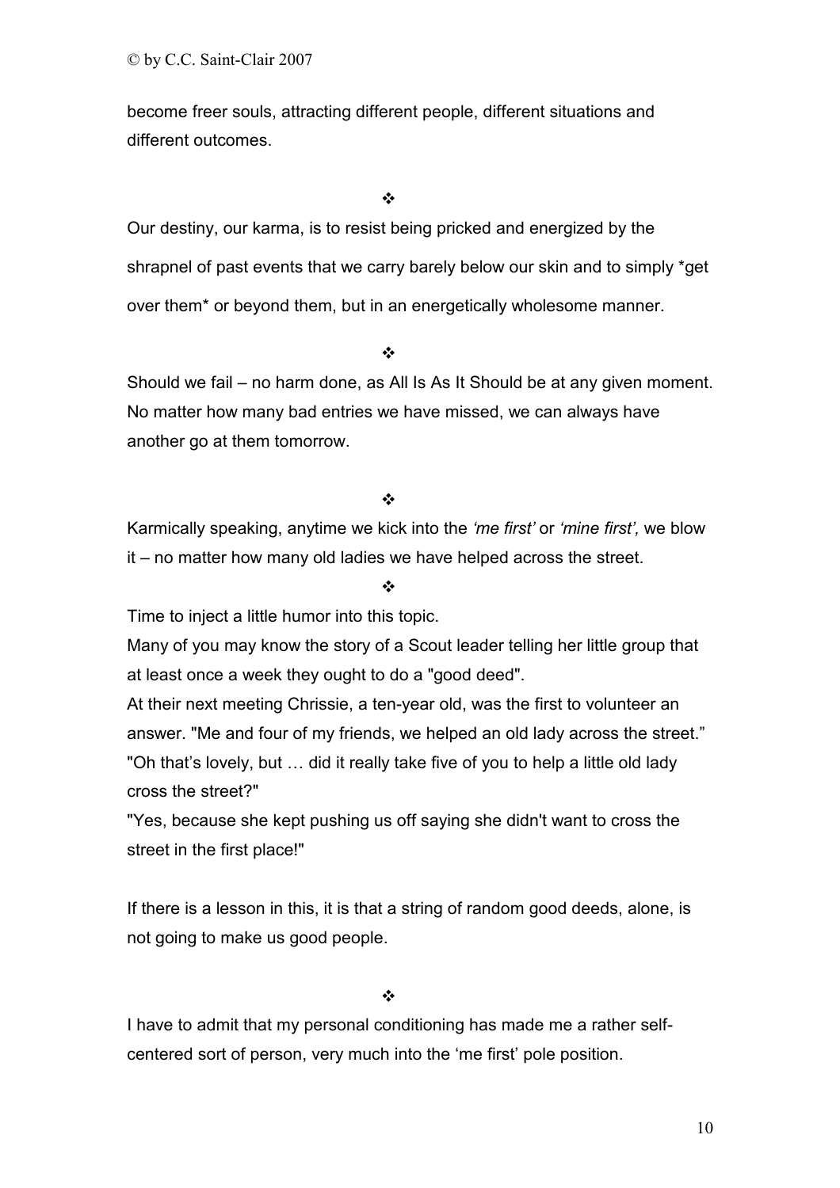become freer souls, attracting different people, different situations and different outcomes.

❖

Our destiny, our karma, is to resist being pricked and energized by the shrapnel of past events that we carry barely below our skin and to simply *get over them* or beyond them, but in an energetically wholesome manner.

❖

Should we fail – no harm done, as All Is As It Should be at any given moment. No matter how many bad entries we have missed, we can always have another go at them tomorrow.

❖

Karmically speaking, anytime we kick into the *'me first'* or *'mine first',* we blow it – no matter how many old ladies we have helped across the street.

❖

Time to inject a little humor into this topic.

Many of you may know the story of a Scout leader telling her little group that at least once a week they ought to do a "good deed".

At their next meeting Chrissie, a ten-year old, was the first to volunteer an answer. "Me and four of my friends, we helped an old lady across the street."

"Oh that's lovely, but … did it really take five of you to help a little old lady cross the street?"

"Yes, because she kept pushing us off saying she didn't want to cross the street in the first place!"

If there is a lesson in this, it is that a string of random good deeds, alone, is not going to make us good people.

❖

I have to admit that my personal conditioning has made me a rather self-centered sort of person, very much into the 'me first' pole position.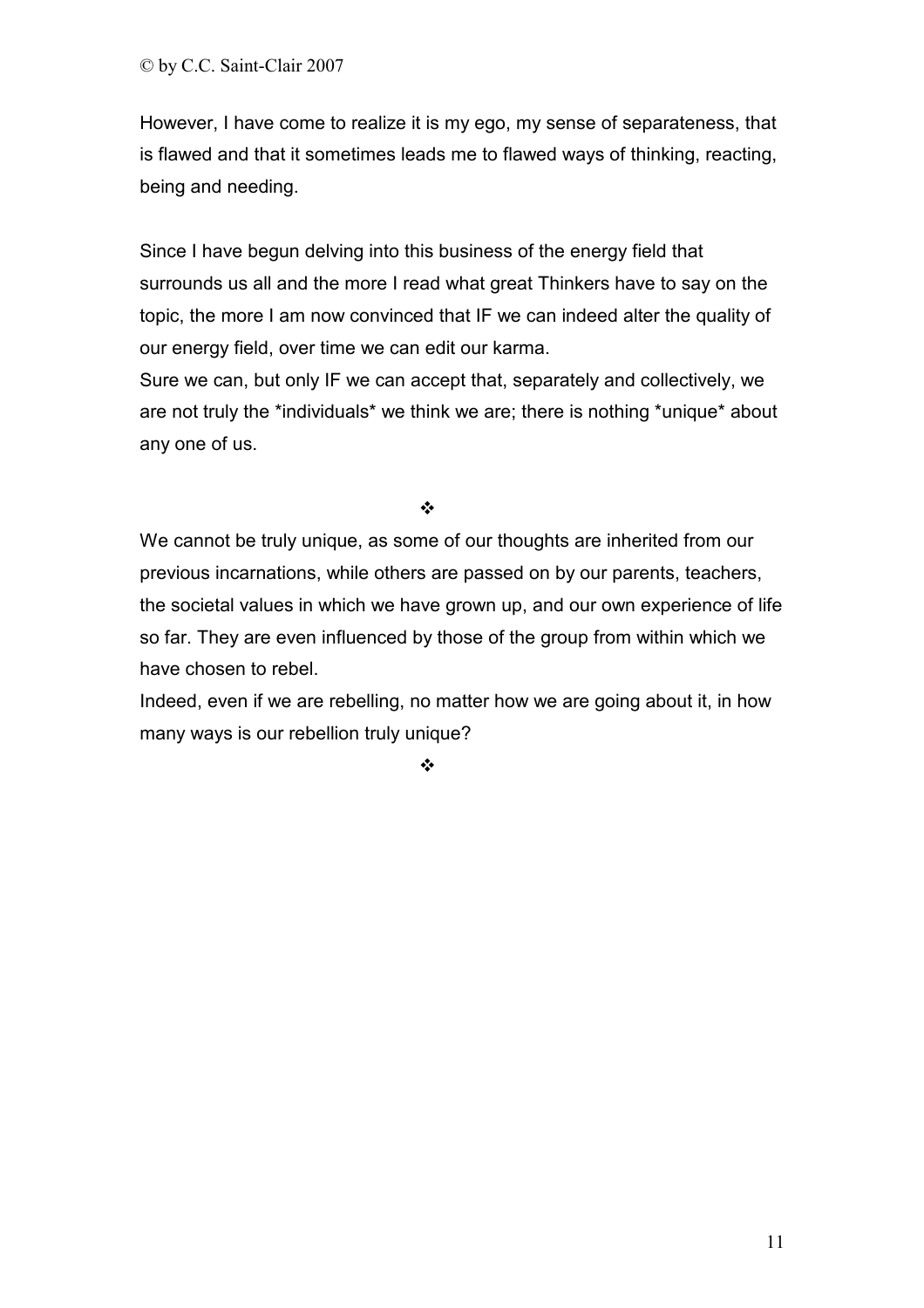However, I have come to realize it is my ego, my sense of separateness, that is flawed and that it sometimes leads me to flawed ways of thinking, reacting, being and needing.

Since I have begun delving into this business of the energy field that surrounds us all and the more I read what great Thinkers have to say on the topic, the more I am now convinced that IF we can indeed alter the quality of our energy field, over time we can edit our karma.
Sure we can, but only IF we can accept that, separately and collectively, we are not truly the *individuals* we think we are; there is nothing *unique* about any one of us.

❖

We cannot be truly unique, as some of our thoughts are inherited from our previous incarnations, while others are passed on by our parents, teachers, the societal values in which we have grown up, and our own experience of life so far. They are even influenced by those of the group from within which we have chosen to rebel.
Indeed, even if we are rebelling, no matter how we are going about it, in how many ways is our rebellion truly unique?

❖